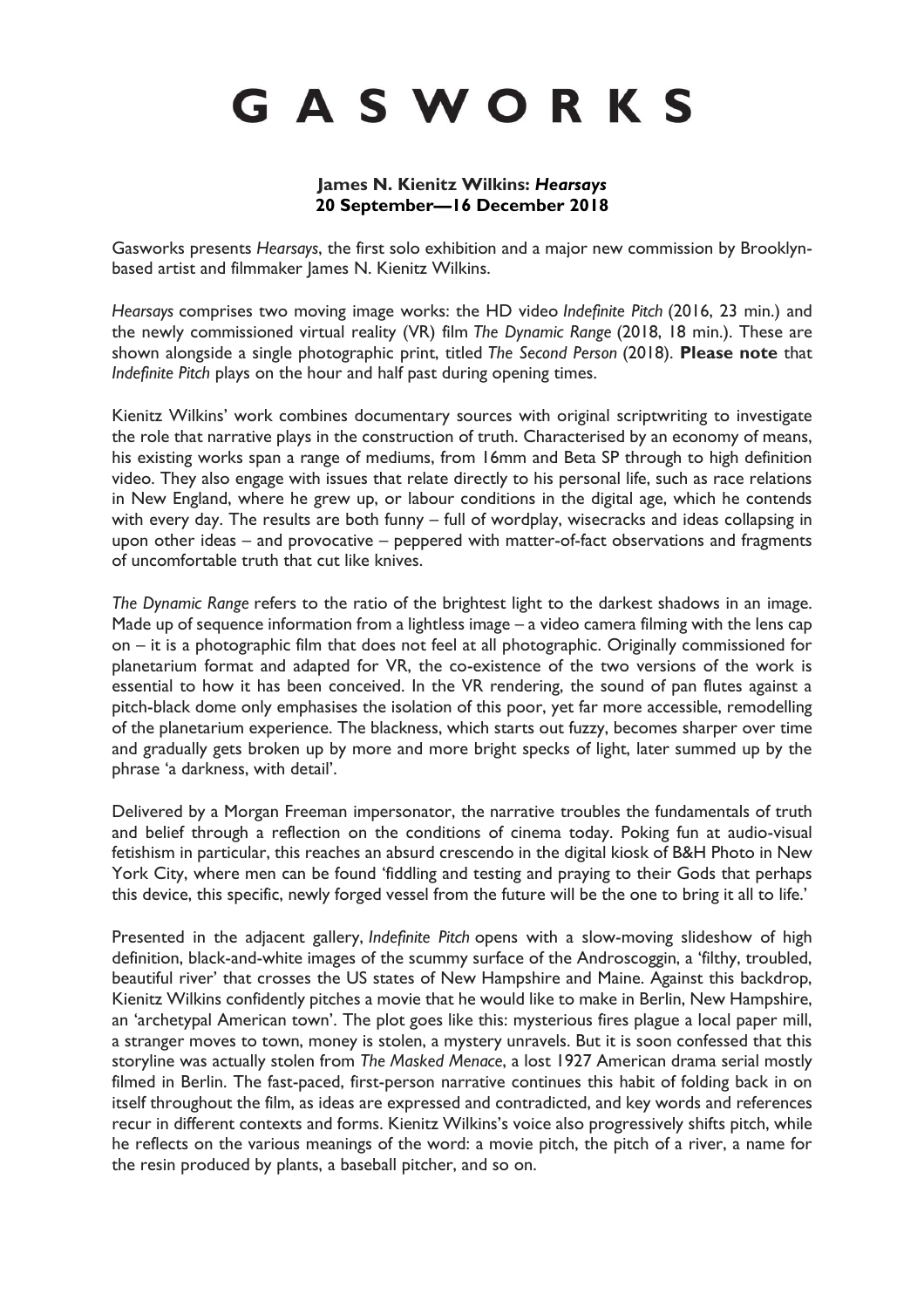# G A S W O R K S

**James N. Kienitz Wilkins: *Hearsays***
**20 September—16 December 2018**

Gasworks presents *Hearsays*, the first solo exhibition and a major new commission by Brooklyn-based artist and filmmaker James N. Kienitz Wilkins.

*Hearsays* comprises two moving image works: the HD video *Indefinite Pitch* (2016, 23 min.) and the newly commissioned virtual reality (VR) film *The Dynamic Range* (2018, 18 min.). These are shown alongside a single photographic print, titled *The Second Person* (2018). **Please note** that *Indefinite Pitch* plays on the hour and half past during opening times.

Kienitz Wilkins' work combines documentary sources with original scriptwriting to investigate the role that narrative plays in the construction of truth. Characterised by an economy of means, his existing works span a range of mediums, from 16mm and Beta SP through to high definition video. They also engage with issues that relate directly to his personal life, such as race relations in New England, where he grew up, or labour conditions in the digital age, which he contends with every day. The results are both funny – full of wordplay, wisecracks and ideas collapsing in upon other ideas – and provocative – peppered with matter-of-fact observations and fragments of uncomfortable truth that cut like knives.

*The Dynamic Range* refers to the ratio of the brightest light to the darkest shadows in an image. Made up of sequence information from a lightless image – a video camera filming with the lens cap on – it is a photographic film that does not feel at all photographic. Originally commissioned for planetarium format and adapted for VR, the co-existence of the two versions of the work is essential to how it has been conceived. In the VR rendering, the sound of pan flutes against a pitch-black dome only emphasises the isolation of this poor, yet far more accessible, remodelling of the planetarium experience. The blackness, which starts out fuzzy, becomes sharper over time and gradually gets broken up by more and more bright specks of light, later summed up by the phrase 'a darkness, with detail'.

Delivered by a Morgan Freeman impersonator, the narrative troubles the fundamentals of truth and belief through a reflection on the conditions of cinema today. Poking fun at audio-visual fetishism in particular, this reaches an absurd crescendo in the digital kiosk of B&H Photo in New York City, where men can be found 'fiddling and testing and praying to their Gods that perhaps this device, this specific, newly forged vessel from the future will be the one to bring it all to life.'

Presented in the adjacent gallery, *Indefinite Pitch* opens with a slow-moving slideshow of high definition, black-and-white images of the scummy surface of the Androscoggin, a 'filthy, troubled, beautiful river' that crosses the US states of New Hampshire and Maine. Against this backdrop, Kienitz Wilkins confidently pitches a movie that he would like to make in Berlin, New Hampshire, an 'archetypal American town'. The plot goes like this: mysterious fires plague a local paper mill, a stranger moves to town, money is stolen, a mystery unravels. But it is soon confessed that this storyline was actually stolen from *The Masked Menace*, a lost 1927 American drama serial mostly filmed in Berlin. The fast-paced, first-person narrative continues this habit of folding back in on itself throughout the film, as ideas are expressed and contradicted, and key words and references recur in different contexts and forms. Kienitz Wilkins's voice also progressively shifts pitch, while he reflects on the various meanings of the word: a movie pitch, the pitch of a river, a name for the resin produced by plants, a baseball pitcher, and so on.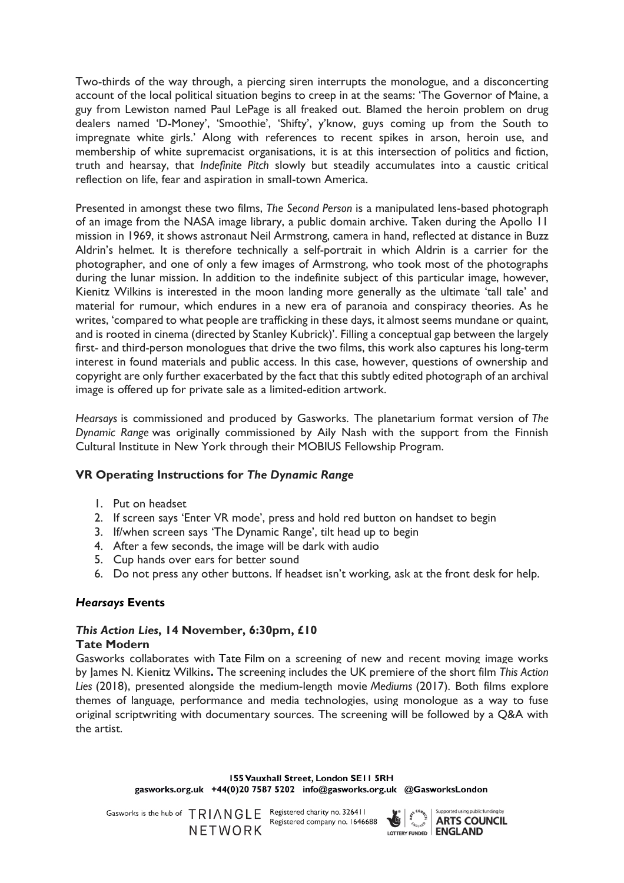Two-thirds of the way through, a piercing siren interrupts the monologue, and a disconcerting account of the local political situation begins to creep in at the seams: 'The Governor of Maine, a guy from Lewiston named Paul LePage is all freaked out. Blamed the heroin problem on drug dealers named 'D-Money', 'Smoothie', 'Shifty', y'know, guys coming up from the South to impregnate white girls.' Along with references to recent spikes in arson, heroin use, and membership of white supremacist organisations, it is at this intersection of politics and fiction, truth and hearsay, that *Indefinite Pitch* slowly but steadily accumulates into a caustic critical reflection on life, fear and aspiration in small-town America.

Presented in amongst these two films, *The Second Person* is a manipulated lens-based photograph of an image from the NASA image library, a public domain archive. Taken during the Apollo 11 mission in 1969, it shows astronaut Neil Armstrong, camera in hand, reflected at distance in Buzz Aldrin's helmet. It is therefore technically a self-portrait in which Aldrin is a carrier for the photographer, and one of only a few images of Armstrong, who took most of the photographs during the lunar mission. In addition to the indefinite subject of this particular image, however, Kienitz Wilkins is interested in the moon landing more generally as the ultimate 'tall tale' and material for rumour, which endures in a new era of paranoia and conspiracy theories. As he writes, 'compared to what people are trafficking in these days, it almost seems mundane or quaint, and is rooted in cinema (directed by Stanley Kubrick)'. Filling a conceptual gap between the largely first- and third-person monologues that drive the two films, this work also captures his long-term interest in found materials and public access. In this case, however, questions of ownership and copyright are only further exacerbated by the fact that this subtly edited photograph of an archival image is offered up for private sale as a limited-edition artwork.

*Hearsays* is commissioned and produced by Gasworks. The planetarium format version of *The Dynamic Range* was originally commissioned by Aily Nash with the support from the Finnish Cultural Institute in New York through their MOBIUS Fellowship Program.

### VR Operating Instructions for *The Dynamic Range*

1. Put on headset
2. If screen says 'Enter VR mode', press and hold red button on handset to begin
3. If/when screen says 'The Dynamic Range', tilt head up to begin
4. After a few seconds, the image will be dark with audio
5. Cup hands over ears for better sound
6. Do not press any other buttons. If headset isn't working, ask at the front desk for help.

### *Hearsays* Events

#### *This Action Lies*, 14 November, 6:30pm, £10
**Tate Modern**

Gasworks collaborates with Tate Film on a screening of new and recent moving image works by James N. Kienitz Wilkins**.** The screening includes the UK premiere of the short film *This Action Lies* (2018), presented alongside the medium-length movie *Mediums* (2017). Both films explore themes of language, performance and media technologies, using monologue as a way to fuse original scriptwriting with documentary sources. The screening will be followed by a Q&A with the artist.

**155 Vauxhall Street, London SE11 5RH**
**gasworks.org.uk +44(0)20 7587 5202 info@gasworks.org.uk @GasworksLondon**

Gasworks is the hub of TRIANGLE NETWORK Registered charity no. 326411 Registered company no. 1646688 LOTTERY FUNDED Supported using public funding by ARTS COUNCIL ENGLAND